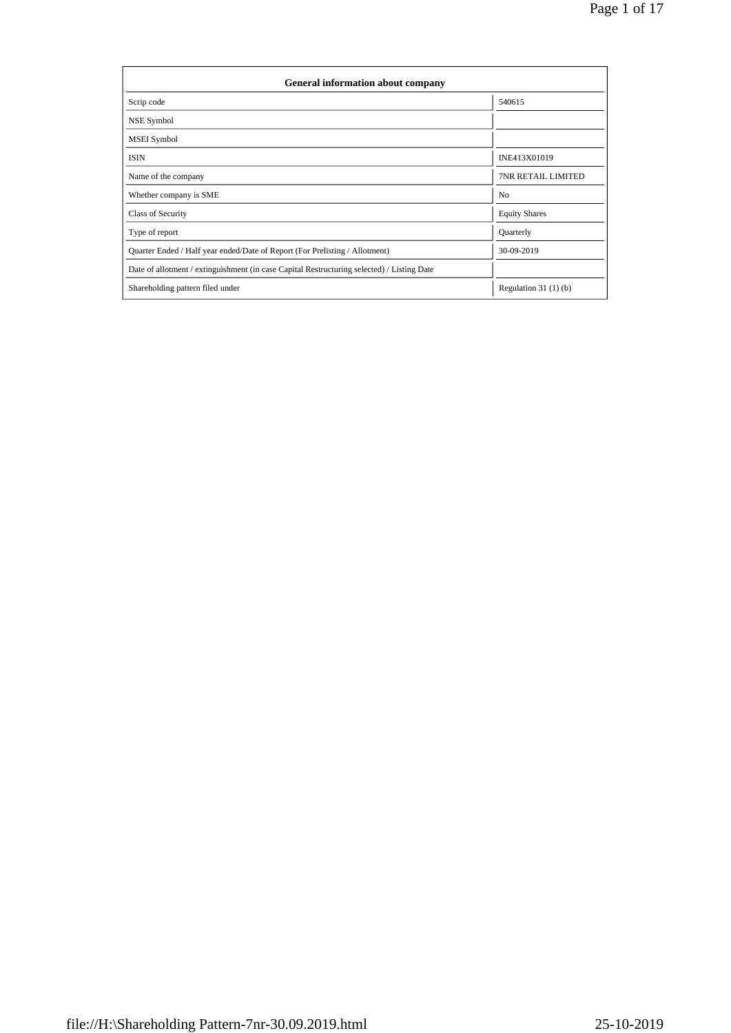| General information about company | |
|---|---|
| Scrip code | 540615 |
| NSE Symbol | |
| MSEI Symbol | |
| ISIN | INE413X01019 |
| Name of the company | 7NR RETAIL LIMITED |
| Whether company is SME | No |
| Class of Security | Equity Shares |
| Type of report | Quarterly |
| Quarter Ended / Half year ended/Date of Report (For Prelisting / Allotment) | 30-09-2019 |
| Date of allotment / extinguishment (in case Capital Restructuring selected) / Listing Date | |
| Shareholding pattern filed under | Regulation 31 (1) (b) |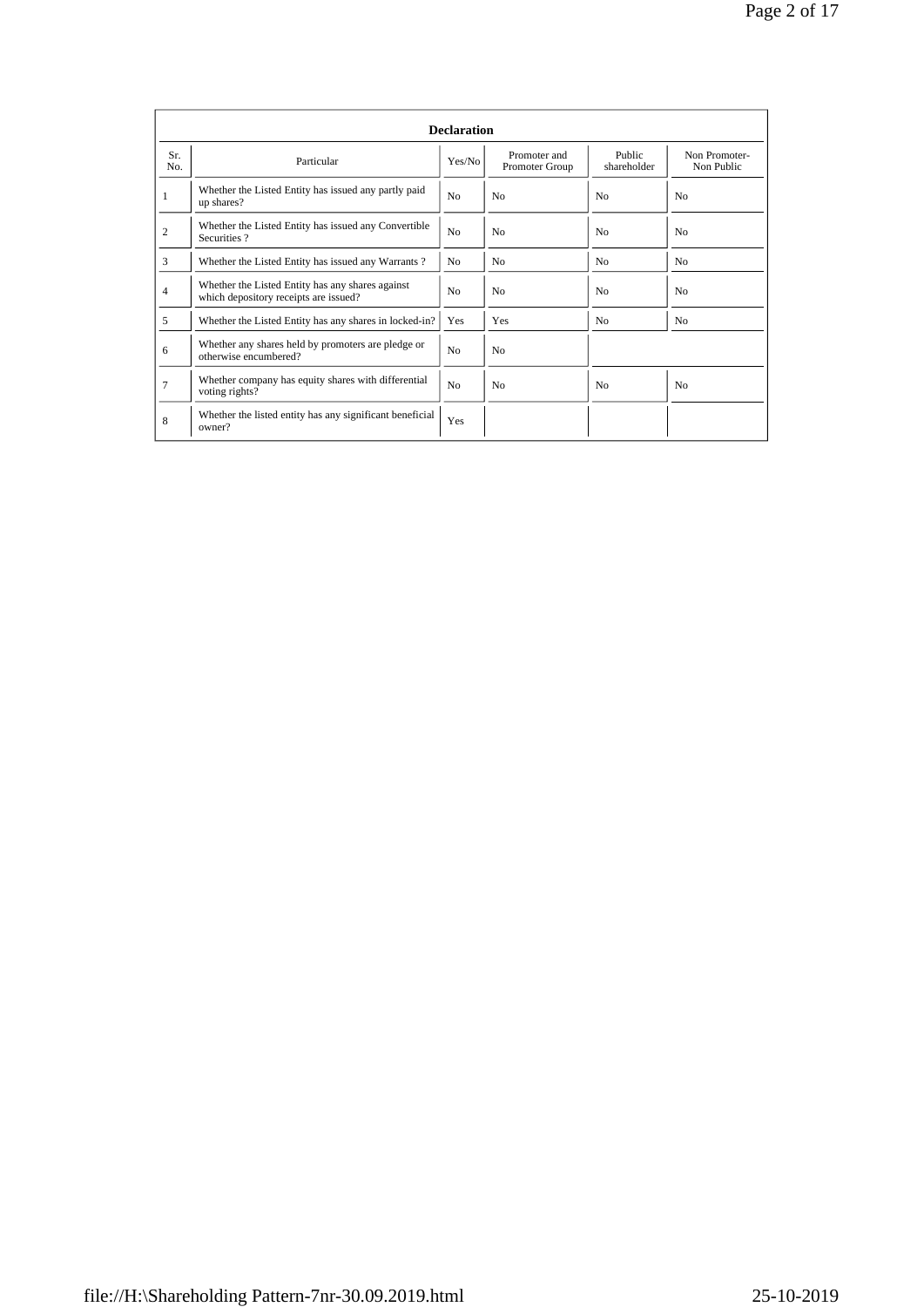| Declaration | | | | | |
|---|---|---|---|---|---|
| Sr. No. | Particular | Yes/No | Promoter and Promoter Group | Public shareholder | Non Promoter- Non Public |
| 1 | Whether the Listed Entity has issued any partly paid up shares? | No | No | No | No |
| 2 | Whether the Listed Entity has issued any Convertible Securities ? | No | No | No | No |
| 3 | Whether the Listed Entity has issued any Warrants ? | No | No | No | No |
| 4 | Whether the Listed Entity has any shares against which depository receipts are issued? | No | No | No | No |
| 5 | Whether the Listed Entity has any shares in locked-in? | Yes | Yes | No | No |
| 6 | Whether any shares held by promoters are pledge or otherwise encumbered? | No | No | | |
| 7 | Whether company has equity shares with differential voting rights? | No | No | No | No |
| 8 | Whether the listed entity has any significant beneficial owner? | Yes | | | |

file://H:\Shareholding Pattern-7nr-30.09.2019.html 25-10-2019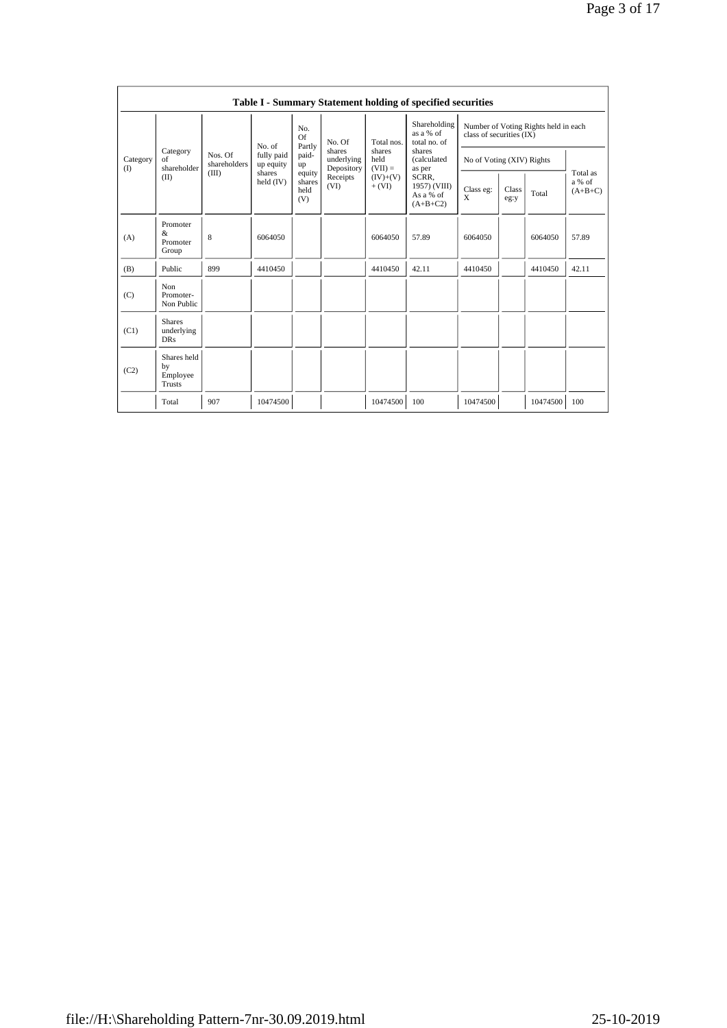| Table I - Summary Statement holding of specified securities | | | | | | | | | | | | |
|---|---|---|---|---|---|---|---|---|---|---|---|---|
| Category (I) | Category of shareholder (II) | Nos. Of shareholders (III) | No. of fully paid up equity shares held (IV) | No. Of Partly paid-up equity shares held (V) | No. Of shares underlying Depository Receipts (VI) | Total nos. shares held (VII) = (IV)+(V)+ (VI) | Shareholding as a % of total no. of shares (calculated as per SCRR, 1957) (VIII) As a % of (A+B+C2) | Number of Voting Rights held in each class of securities (IX) | | | |
| | | | | | | | | No of Voting (XIV) Rights | | | Total as a % of (A+B+C) |
| | | | | | | | | Class eg: X | Class eg:y | Total | |
| (A) | Promoter & Promoter Group | 8 | 6064050 | | | 6064050 | 57.89 | 6064050 | | 6064050 | 57.89 |
| (B) | Public | 899 | 4410450 | | | 4410450 | 42.11 | 4410450 | | 4410450 | 42.11 |
| (C) | Non Promoter- Non Public | | | | | | | | | | |
| (C1) | Shares underlying DRs | | | | | | | | | | |
| (C2) | Shares held by Employee Trusts | | | | | | | | | | |
| | Total | 907 | 10474500 | | | 10474500 | 100 | 10474500 | | 10474500 | 100 |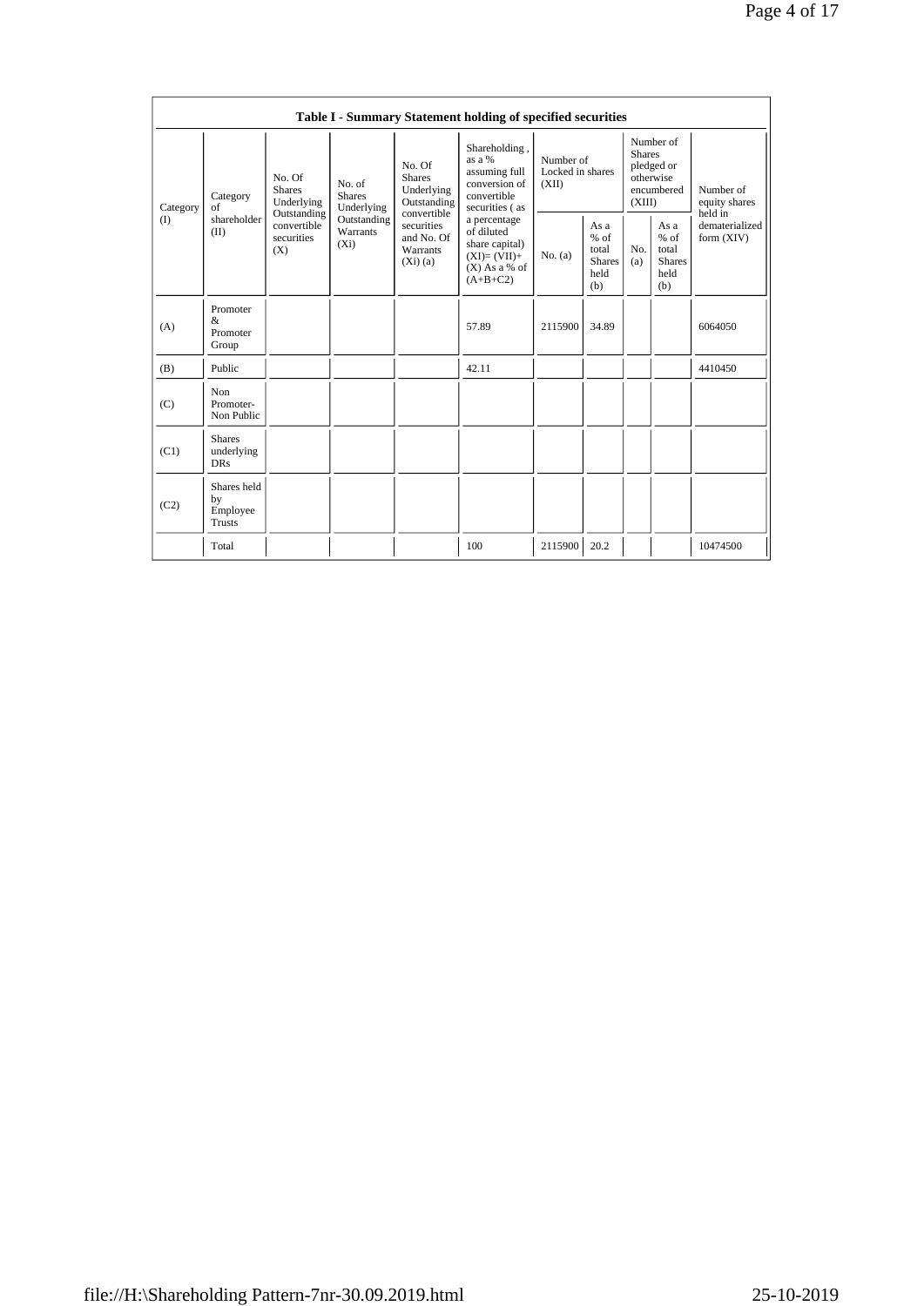| Table I - Summary Statement holding of specified securities | | | | | | | | | | | |
|---|---|---|---|---|---|---|---|---|---|---|---|
| Category (I) | Category of shareholder (II) | No. Of Shares Underlying Outstanding convertible securities (X) | No. of Shares Underlying Outstanding Warrants (Xi) | No. Of Shares Underlying Outstanding convertible securities and No. Of Warrants (Xi) (a) | Shareholding , as a % assuming full conversion of convertible securities ( as a percentage of diluted share capital) (XI)= (VII)+(X) As a % of (A+B+C2) | Number of Locked in shares (XII) | | Number of Shares pledged or otherwise encumbered (XIII) | | Number of equity shares held in dematerialized form (XIV) |
| | | | | | | No. (a) | As a % of total Shares held (b) | No. (a) | As a % of total Shares held (b) | |
| (A) | Promoter & Promoter Group | | | | 57.89 | 2115900 | 34.89 | | | 6064050 |
| (B) | Public | | | | 42.11 | | | | | 4410450 |
| (C) | Non Promoter- Non Public | | | | | | | | | |
| (C1) | Shares underlying DRs | | | | | | | | | |
| (C2) | Shares held by Employee Trusts | | | | | | | | | |
| | Total | | | | 100 | 2115900 | 20.2 | | | 10474500 |

file://H:\Shareholding Pattern-7nr-30.09.2019.html 25-10-2019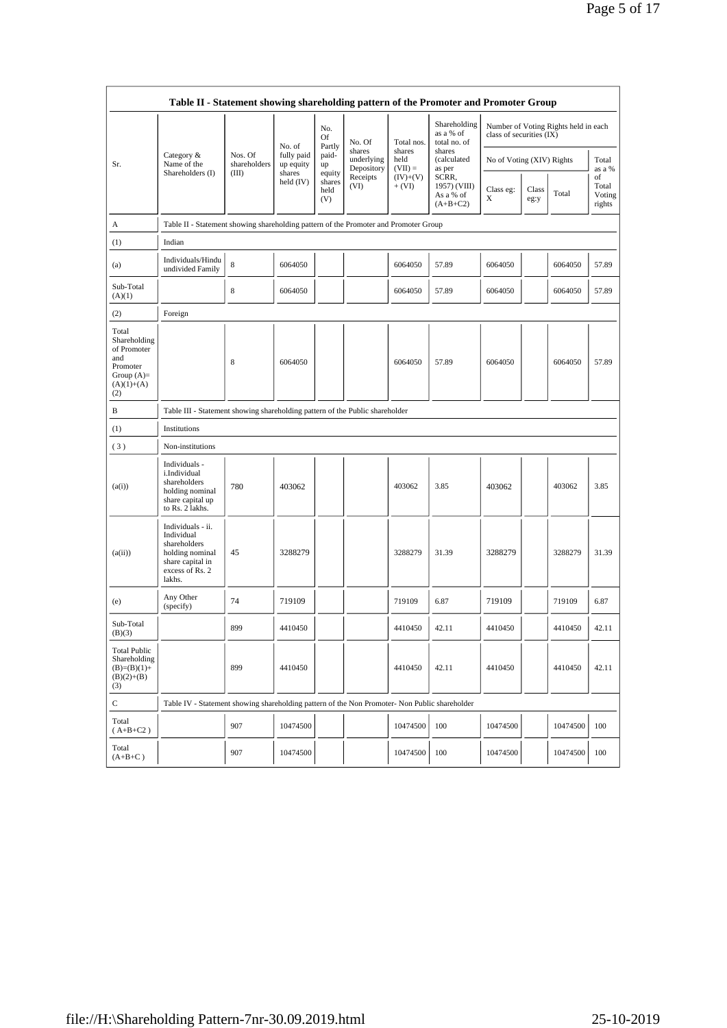| Table II - Statement showing shareholding pattern of the Promoter and Promoter Group | | | | | | | | | | | | |
|---|---|---|---|---|---|---|---|---|---|---|---|---|
| Sr. | Category & Name of the Shareholders (I) | Nos. Of shareholders (III) | No. of fully paid up equity shares held (IV) | No. Of Partly paid-up equity shares held (V) | No. Of shares underlying Depository Receipts (VI) | Total nos. shares held (VII) = (IV)+(V)+ (VI) | Shareholding as a % of total no. of shares (calculated as per SCRR, 1957) (VIII) As a % of (A+B+C2) | Number of Voting Rights held in each class of securities (IX) | | | |
| | | | | | | | | No of Voting (XIV) Rights | | | Total as a % of Total Voting rights |
| | | | | | | | | Class eg: X | Class eg:y | Total | |
| A | Table II - Statement showing shareholding pattern of the Promoter and Promoter Group | | | | | | | | | | |
| (1) | Indian | | | | | | | | | | |
| (a) | Individuals/Hindu undivided Family | 8 | 6064050 | | | 6064050 | 57.89 | 6064050 | | 6064050 | 57.89 |
| Sub-Total (A)(1) | | 8 | 6064050 | | | 6064050 | 57.89 | 6064050 | | 6064050 | 57.89 |
| (2) | Foreign | | | | | | | | | | |
| Total Shareholding of Promoter and Promoter Group (A)= (A)(1)+(A)(2) | | 8 | 6064050 | | | 6064050 | 57.89 | 6064050 | | 6064050 | 57.89 |
| B | Table III - Statement showing shareholding pattern of the Public shareholder | | | | | | | | | | |
| (1) | Institutions | | | | | | | | | | |
| (3) | Non-institutions | | | | | | | | | | |
| (a(i)) | Individuals - i.Individual shareholders holding nominal share capital up to Rs. 2 lakhs. | 780 | 403062 | | | 403062 | 3.85 | 403062 | | 403062 | 3.85 |
| (a(ii)) | Individuals - ii. Individual shareholders holding nominal share capital in excess of Rs. 2 lakhs. | 45 | 3288279 | | | 3288279 | 31.39 | 3288279 | | 3288279 | 31.39 |
| (e) | Any Other (specify) | 74 | 719109 | | | 719109 | 6.87 | 719109 | | 719109 | 6.87 |
| Sub-Total (B)(3) | | 899 | 4410450 | | | 4410450 | 42.11 | 4410450 | | 4410450 | 42.11 |
| Total Public Shareholding (B)=(B)(1)+(B)(2)+(B)(3) | | 899 | 4410450 | | | 4410450 | 42.11 | 4410450 | | 4410450 | 42.11 |
| C | Table IV - Statement showing shareholding pattern of the Non Promoter- Non Public shareholder | | | | | | | | | | |
| Total ( A+B+C2 ) | | 907 | 10474500 | | | 10474500 | 100 | 10474500 | | 10474500 | 100 |
| Total (A+B+C ) | | 907 | 10474500 | | | 10474500 | 100 | 10474500 | | 10474500 | 100 |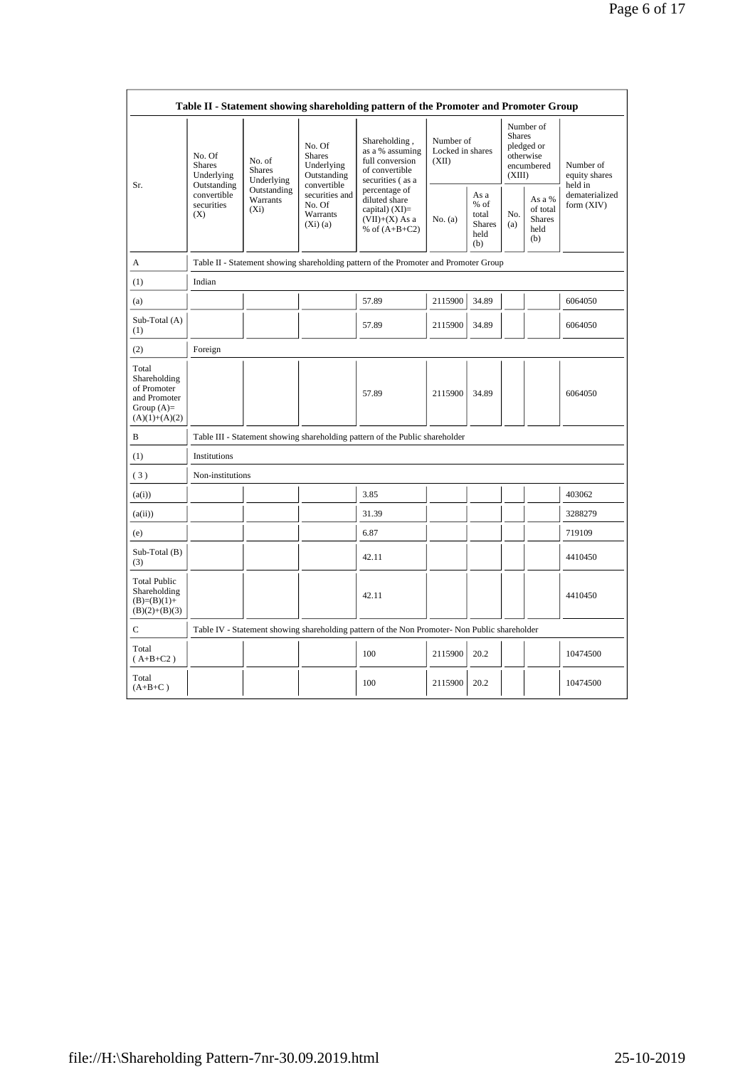| Table II - Statement showing shareholding pattern of the Promoter and Promoter Group | | | | | | | | | |
|---|---|---|---|---|---|---|---|---|---|
| Sr. | No. Of Shares Underlying Outstanding convertible securities (X) | No. of Shares Underlying Outstanding Warrants (Xi) | No. Of Shares Underlying Outstanding convertible securities and No. Of Warrants (Xi) (a) | Shareholding , as a % assuming full conversion of convertible securities ( as a percentage of diluted share capital) (XI)= (VII)+(X) As a % of (A+B+C2) | Number of Locked in shares (XII) | | Number of Shares pledged or otherwise encumbered (XIII) | | Number of equity shares held in dematerialized form (XIV) |
| | | | | | No. (a) | As a % of total Shares held (b) | No. (a) | As a % of total Shares held (b) | |
| A | Table II - Statement showing shareholding pattern of the Promoter and Promoter Group | | | | | | | | |
| (1) | Indian | | | | | | | | |
| (a) | | | | 57.89 | 2115900 | 34.89 | | | 6064050 |
| Sub-Total (A) (1) | | | | 57.89 | 2115900 | 34.89 | | | 6064050 |
| (2) | Foreign | | | | | | | | |
| Total Shareholding of Promoter and Promoter Group (A)= (A)(1)+(A)(2) | | | | 57.89 | 2115900 | 34.89 | | | 6064050 |
| B | Table III - Statement showing shareholding pattern of the Public shareholder | | | | | | | | |
| (1) | Institutions | | | | | | | | |
| ( 3 ) | Non-institutions | | | | | | | | |
| (a(i)) | | | | 3.85 | | | | | 403062 |
| (a(ii)) | | | | 31.39 | | | | | 3288279 |
| (e) | | | | 6.87 | | | | | 719109 |
| Sub-Total (B) (3) | | | | 42.11 | | | | | 4410450 |
| Total Public Shareholding (B)=(B)(1)+ (B)(2)+(B)(3) | | | | 42.11 | | | | | 4410450 |
| C | Table IV - Statement showing shareholding pattern of the Non Promoter- Non Public shareholder | | | | | | | | |
| Total ( A+B+C2 ) | | | | 100 | 2115900 | 20.2 | | | 10474500 |
| Total (A+B+C ) | | | | 100 | 2115900 | 20.2 | | | 10474500 |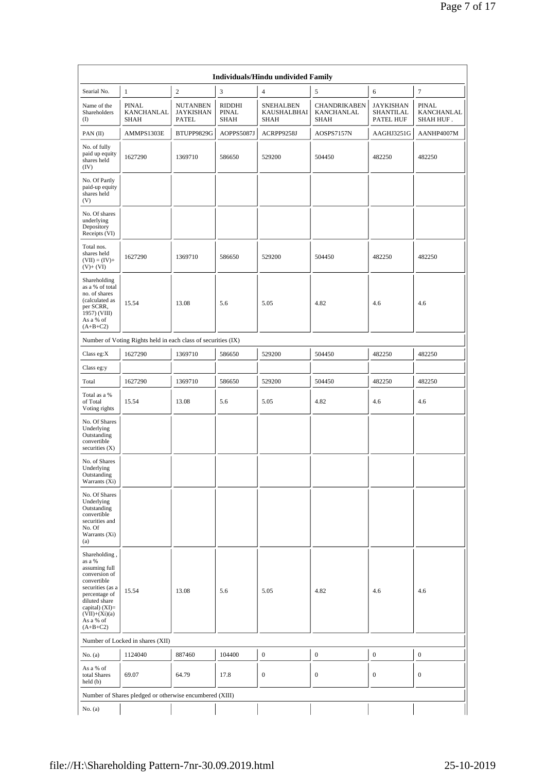| Individuals/Hindu undivided Family | | | | | | | |
|---|---|---|---|---|---|---|---|
| Searial No. | 1 | 2 | 3 | 4 | 5 | 6 | 7 |
| Name of the Shareholders (I) | PINAL KANCHANLAL SHAH | NUTANBEN JAYKISHAN PATEL | RIDDHI PINAL SHAH | SNEHALBEN KAUSHALBHAI SHAH | CHANDRIKABEN KANCHANLAL SHAH | JAYKISHAN SHANTILAL PATEL HUF | PINAL KANCHANLAL SHAH HUF . |
| PAN (II) | AMMPS1303E | BTUPP9829G | AOPPS5087J | ACRPP9258J | AOSPS7157N | AAGHJ3251G | AANHP4007M |
| No. of fully paid up equity shares held (IV) | 1627290 | 1369710 | 586650 | 529200 | 504450 | 482250 | 482250 |
| No. Of Partly paid-up equity shares held (V) | | | | | | | |
| No. Of shares underlying Depository Receipts (VI) | | | | | | | |
| Total nos. shares held (VII) = (IV)+(V)+ (VI) | 1627290 | 1369710 | 586650 | 529200 | 504450 | 482250 | 482250 |
| Shareholding as a % of total no. of shares (calculated as per SCRR, 1957) (VIII) As a % of (A+B+C2) | 15.54 | 13.08 | 5.6 | 5.05 | 4.82 | 4.6 | 4.6 |
| Number of Voting Rights held in each class of securities (IX) | | | | | | | |
| Class eg:X | 1627290 | 1369710 | 586650 | 529200 | 504450 | 482250 | 482250 |
| Class eg:y | | | | | | | |
| Total | 1627290 | 1369710 | 586650 | 529200 | 504450 | 482250 | 482250 |
| Total as a % of Total Voting rights | 15.54 | 13.08 | 5.6 | 5.05 | 4.82 | 4.6 | 4.6 |
| No. Of Shares Underlying Outstanding convertible securities (X) | | | | | | | |
| No. of Shares Underlying Outstanding Warrants (Xi) | | | | | | | |
| No. Of Shares Underlying Outstanding convertible securities and No. Of Warrants (Xi) (a) | | | | | | | |
| Shareholding , as a % assuming full conversion of convertible securities (as a percentage of diluted share capital) (XI)= (VII)+(Xi)(a) As a % of (A+B+C2) | 15.54 | 13.08 | 5.6 | 5.05 | 4.82 | 4.6 | 4.6 |
| Number of Locked in shares (XII) | | | | | | | |
| No. (a) | 1124040 | 887460 | 104400 | 0 | 0 | 0 | 0 |
| As a % of total Shares held (b) | 69.07 | 64.79 | 17.8 | 0 | 0 | 0 | 0 |
| Number of Shares pledged or otherwise encumbered (XIII) | | | | | | | |
| No. (a) | | | | | | | |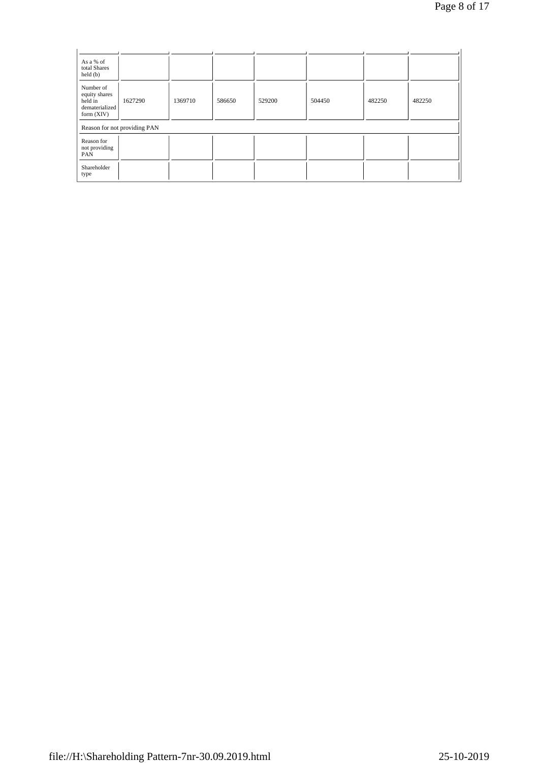| | | | | | | | |
|---|---|---|---|---|---|---|---|
| As a % of total Shares held (b) | | | | | | | |
| Number of equity shares held in dematerialized form (XIV) | 1627290 | 1369710 | 586650 | 529200 | 504450 | 482250 | 482250 |
| Reason for not providing PAN | | | | | | | |
| Reason for not providing PAN | | | | | | | |
| Shareholder type | | | | | | | |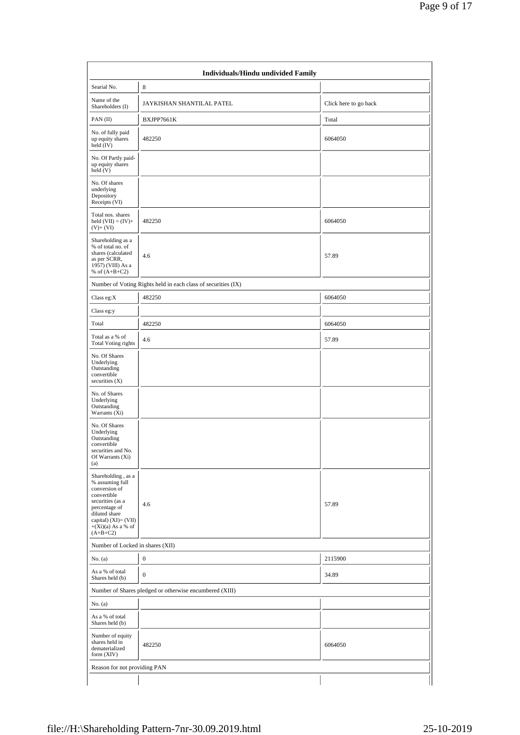| Individuals/Hindu undivided Family | | |
|---|---|---|
| Searial No. | 8 | |
| Name of the Shareholders (I) | JAYKISHAN SHANTILAL PATEL | Click here to go back |
| PAN (II) | BXJPP7661K | Total |
| No. of fully paid up equity shares held (IV) | 482250 | 6064050 |
| No. Of Partly paid-up equity shares held (V) | | |
| No. Of shares underlying Depository Receipts (VI) | | |
| Total nos. shares held (VII) = (IV)+ (V)+ (VI) | 482250 | 6064050 |
| Shareholding as a % of total no. of shares (calculated as per SCRR, 1957) (VIII) As a % of (A+B+C2) | 4.6 | 57.89 |
| Number of Voting Rights held in each class of securities (IX) | | |
| Class eg:X | 482250 | 6064050 |
| Class eg:y | | |
| Total | 482250 | 6064050 |
| Total as a % of Total Voting rights | 4.6 | 57.89 |
| No. Of Shares Underlying Outstanding convertible securities (X) | | |
| No. of Shares Underlying Outstanding Warrants (Xi) | | |
| No. Of Shares Underlying Outstanding convertible securities and No. Of Warrants (Xi) (a) | | |
| Shareholding , as a % assuming full conversion of convertible securities (as a percentage of diluted share capital) (XI)= (VII)+(Xi)(a) As a % of (A+B+C2) | 4.6 | 57.89 |
| Number of Locked in shares (XII) | | |
| No. (a) | 0 | 2115900 |
| As a % of total Shares held (b) | 0 | 34.89 |
| Number of Shares pledged or otherwise encumbered (XIII) | | |
| No. (a) | | |
| As a % of total Shares held (b) | | |
| Number of equity shares held in dematerialized form (XIV) | 482250 | 6064050 |
| Reason for not providing PAN | | |
| | | |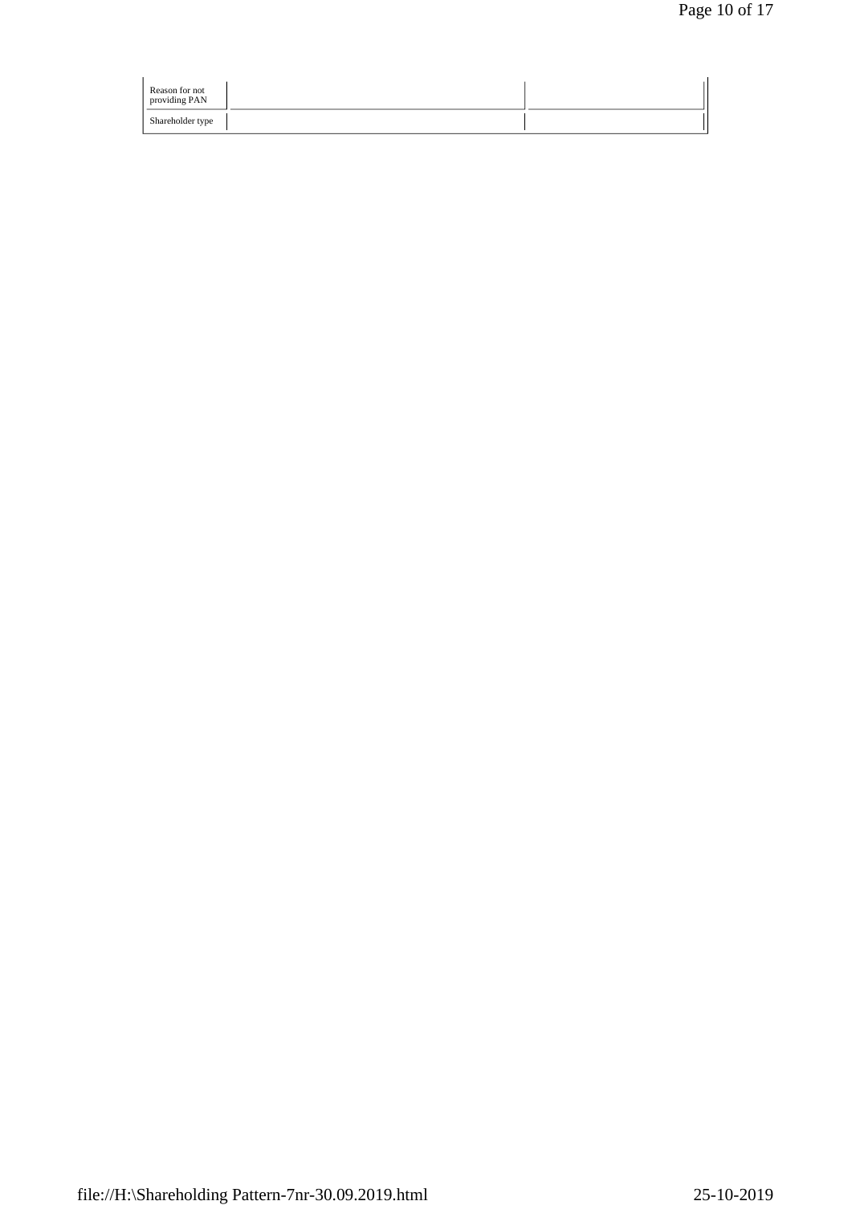| | | |
|---|---|---|
| Reason for not providing PAN | | |
| Shareholder type | | |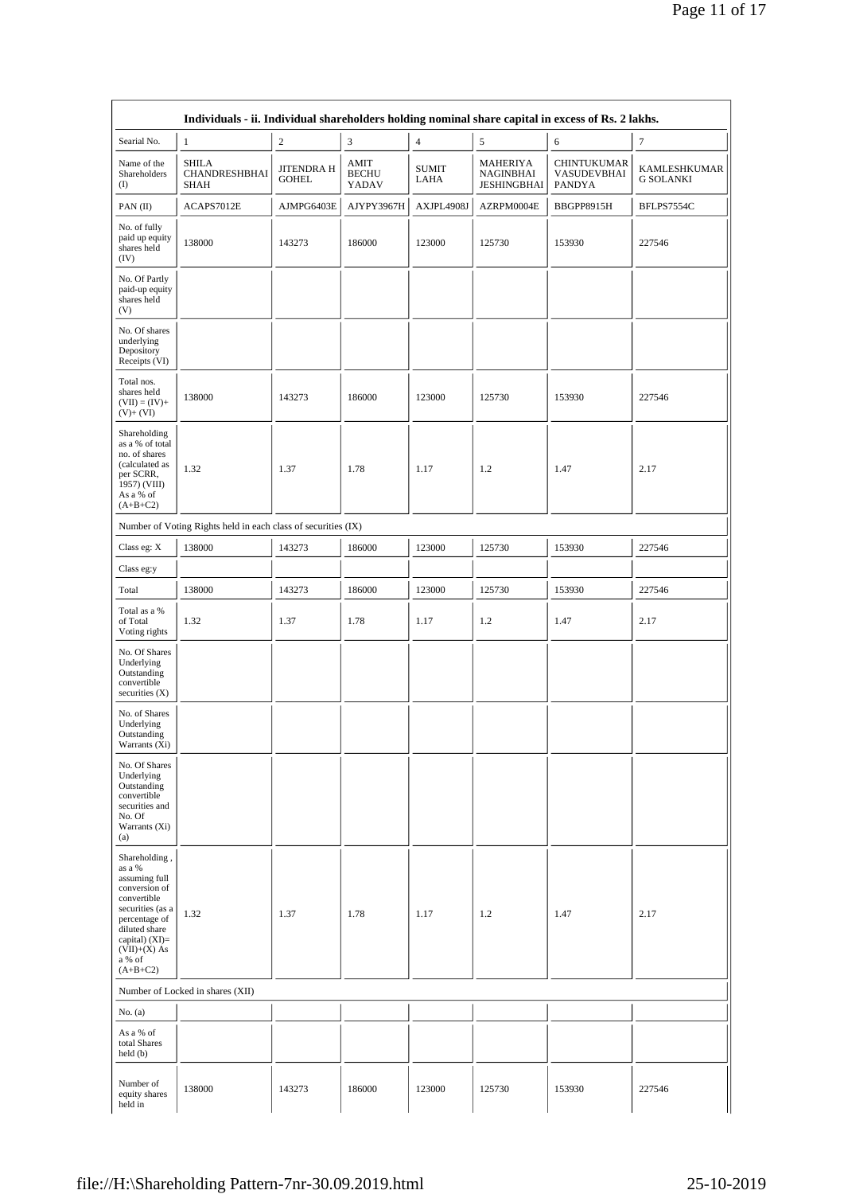| Individuals - ii. Individual shareholders holding nominal share capital in excess of Rs. 2 lakhs. | | | | | | | |
|---|---|---|---|---|---|---|---|
| Searial No. | 1 | 2 | 3 | 4 | 5 | 6 | 7 |
| Name of the Shareholders (I) | SHILA CHANDRESHBHAI SHAH | JITENDRA H GOHEL | AMIT BECHU YADAV | SUMIT LAHA | MAHERIYA NAGINBHAI JESHINGBHAI | CHINTUKUMAR VASUDEVBHAI PANDYA | KAMLESHKUMAR G SOLANKI |
| PAN (II) | ACAPS7012E | AJMPG6403E | AJYPY3967H | AXJPL4908J | AZRPM0004E | BBGPP8915H | BFLPS7554C |
| No. of fully paid up equity shares held (IV) | 138000 | 143273 | 186000 | 123000 | 125730 | 153930 | 227546 |
| No. Of Partly paid-up equity shares held (V) | | | | | | | |
| No. Of shares underlying Depository Receipts (VI) | | | | | | | |
| Total nos. shares held (VII) = (IV)+ (V)+ (VI) | 138000 | 143273 | 186000 | 123000 | 125730 | 153930 | 227546 |
| Shareholding as a % of total no. of shares (calculated as per SCRR, 1957) (VIII) As a % of (A+B+C2) | 1.32 | 1.37 | 1.78 | 1.17 | 1.2 | 1.47 | 2.17 |
| Number of Voting Rights held in each class of securities (IX) | | | | | | | |
| Class eg: X | 138000 | 143273 | 186000 | 123000 | 125730 | 153930 | 227546 |
| Class eg:y | | | | | | | |
| Total | 138000 | 143273 | 186000 | 123000 | 125730 | 153930 | 227546 |
| Total as a % of Total Voting rights | 1.32 | 1.37 | 1.78 | 1.17 | 1.2 | 1.47 | 2.17 |
| No. Of Shares Underlying Outstanding convertible securities (X) | | | | | | | |
| No. of Shares Underlying Outstanding Warrants (Xi) | | | | | | | |
| No. Of Shares Underlying Outstanding convertible securities and No. Of Warrants (Xi) (a) | | | | | | | |
| Shareholding , as a % assuming full conversion of convertible securities (as a percentage of diluted share capital) (XI)= (VII)+(X) As a % of (A+B+C2) | 1.32 | 1.37 | 1.78 | 1.17 | 1.2 | 1.47 | 2.17 |
| Number of Locked in shares (XII) | | | | | | | |
| No. (a) | | | | | | | |
| As a % of total Shares held (b) | | | | | | | |
| Number of equity shares held in | 138000 | 143273 | 186000 | 123000 | 125730 | 153930 | 227546 |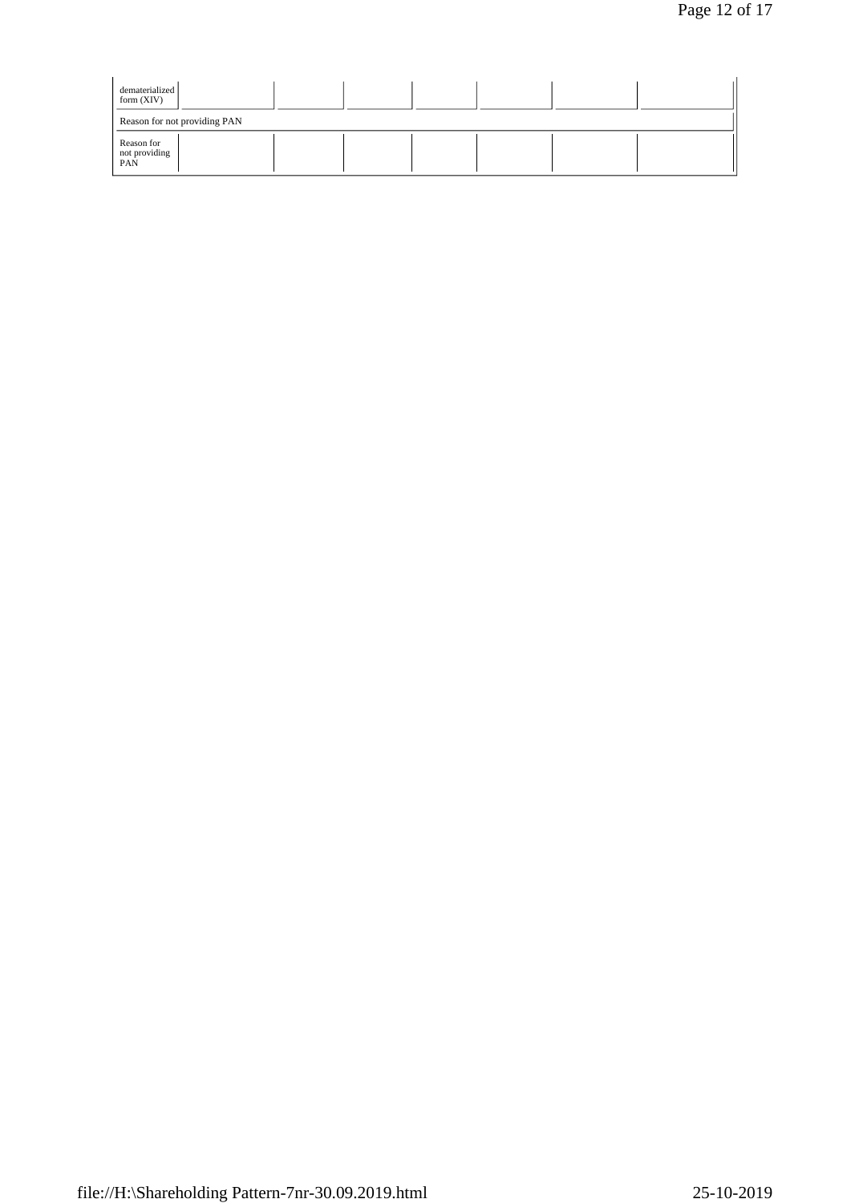| | | | | | | | |
|---|---|---|---|---|---|---|---|
| dematerialized form (XIV) | | | | | | | |
| Reason for not providing PAN | | | | | | | |
| Reason for not providing PAN | | | | | | | |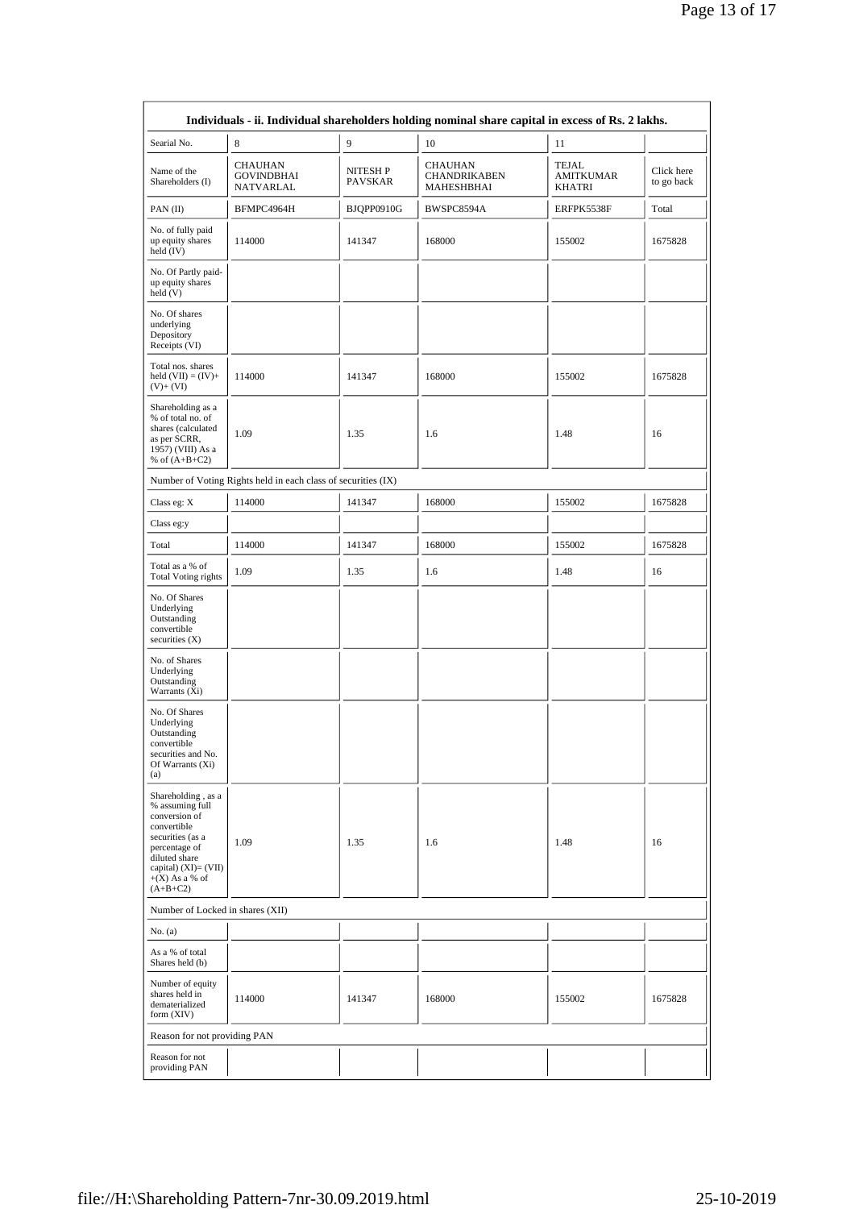| Individuals - ii. Individual shareholders holding nominal share capital in excess of Rs. 2 lakhs. | | | | | |
|---|---|---|---|---|---|
| Searial No. | 8 | 9 | 10 | 11 | |
| Name of the Shareholders (I) | CHAUHAN GOVINDBHAI NATVARLAL | NITESH P PAVSKAR | CHAUHAN CHANDRIKABEN MAHESHBHAI | TEJAL AMITKUMAR KHATRI | Click here to go back |
| PAN (II) | BFMPC4964H | BJQPP0910G | BWSPC8594A | ERFPK5538F | Total |
| No. of fully paid up equity shares held (IV) | 114000 | 141347 | 168000 | 155002 | 1675828 |
| No. Of Partly paid-up equity shares held (V) | | | | | |
| No. Of shares underlying Depository Receipts (VI) | | | | | |
| Total nos. shares held (VII) = (IV)+(V)+ (VI) | 114000 | 141347 | 168000 | 155002 | 1675828 |
| Shareholding as a % of total no. of shares (calculated as per SCRR, 1957) (VIII) As a % of (A+B+C2) | 1.09 | 1.35 | 1.6 | 1.48 | 16 |
| Number of Voting Rights held in each class of securities (IX) | | | | | |
| Class eg: X | 114000 | 141347 | 168000 | 155002 | 1675828 |
| Class eg:y | | | | | |
| Total | 114000 | 141347 | 168000 | 155002 | 1675828 |
| Total as a % of Total Voting rights | 1.09 | 1.35 | 1.6 | 1.48 | 16 |
| No. Of Shares Underlying Outstanding convertible securities (X) | | | | | |
| No. of Shares Underlying Outstanding Warrants (Xi) | | | | | |
| No. Of Shares Underlying Outstanding convertible securities and No. Of Warrants (Xi) (a) | | | | | |
| Shareholding , as a % assuming full conversion of convertible securities (as a percentage of diluted share capital) (XI)= (VII)+(X) As a % of (A+B+C2) | 1.09 | 1.35 | 1.6 | 1.48 | 16 |
| Number of Locked in shares (XII) | | | | | |
| No. (a) | | | | | |
| As a % of total Shares held (b) | | | | | |
| Number of equity shares held in dematerialized form (XIV) | 114000 | 141347 | 168000 | 155002 | 1675828 |
| Reason for not providing PAN | | | | | |
| Reason for not providing PAN | | | | | |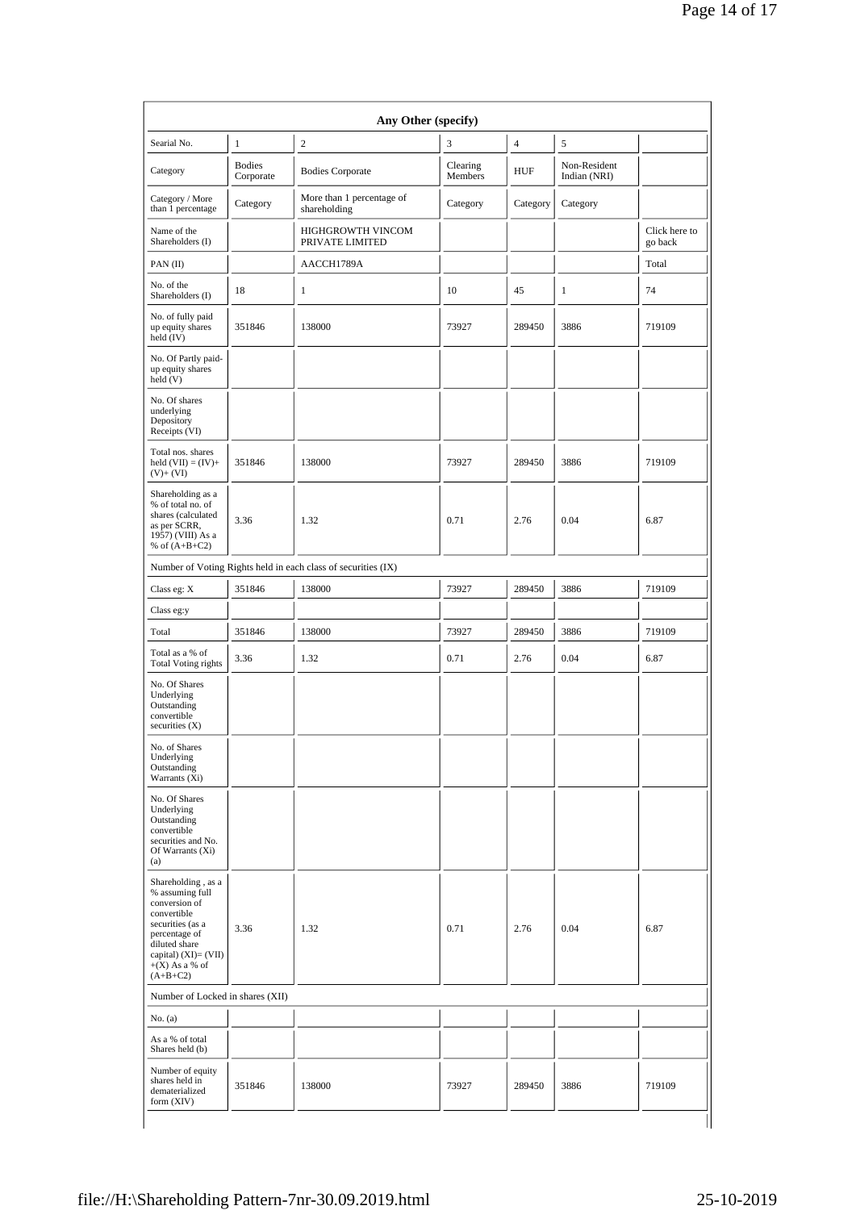| Any Other (specify) | | | | | | |
|---|---|---|---|---|---|---|
| Searial No. | 1 | 2 | 3 | 4 | 5 | |
| Category | Bodies Corporate | Bodies Corporate | Clearing Members | HUF | Non-Resident Indian (NRI) | |
| Category / More than 1 percentage | Category | More than 1 percentage of shareholding | Category | Category | Category | |
| Name of the Shareholders (I) | | HIGHGROWTH VINCOM PRIVATE LIMITED | | | | Click here to go back |
| PAN (II) | | AACCH1789A | | | | Total |
| No. of the Shareholders (I) | 18 | 1 | 10 | 45 | 1 | 74 |
| No. of fully paid up equity shares held (IV) | 351846 | 138000 | 73927 | 289450 | 3886 | 719109 |
| No. Of Partly paid-up equity shares held (V) | | | | | | |
| No. Of shares underlying Depository Receipts (VI) | | | | | | |
| Total nos. shares held (VII) = (IV)+ (V)+ (VI) | 351846 | 138000 | 73927 | 289450 | 3886 | 719109 |
| Shareholding as a % of total no. of shares (calculated as per SCRR, 1957) (VIII) As a % of (A+B+C2) | 3.36 | 1.32 | 0.71 | 2.76 | 0.04 | 6.87 |
| Number of Voting Rights held in each class of securities (IX) | | | | | | |
| Class eg: X | 351846 | 138000 | 73927 | 289450 | 3886 | 719109 |
| Class eg:y | | | | | | |
| Total | 351846 | 138000 | 73927 | 289450 | 3886 | 719109 |
| Total as a % of Total Voting rights | 3.36 | 1.32 | 0.71 | 2.76 | 0.04 | 6.87 |
| No. Of Shares Underlying Outstanding convertible securities (X) | | | | | | |
| No. of Shares Underlying Outstanding Warrants (Xi) | | | | | | |
| No. Of Shares Underlying Outstanding convertible securities and No. Of Warrants (Xi) (a) | | | | | | |
| Shareholding , as a % assuming full conversion of convertible securities (as a percentage of diluted share capital) (XI)= (VII) +(X) As a % of (A+B+C2) | 3.36 | 1.32 | 0.71 | 2.76 | 0.04 | 6.87 |
| Number of Locked in shares (XII) | | | | | | |
| No. (a) | | | | | | |
| As a % of total Shares held (b) | | | | | | |
| Number of equity shares held in dematerialized form (XIV) | 351846 | 138000 | 73927 | 289450 | 3886 | 719109 |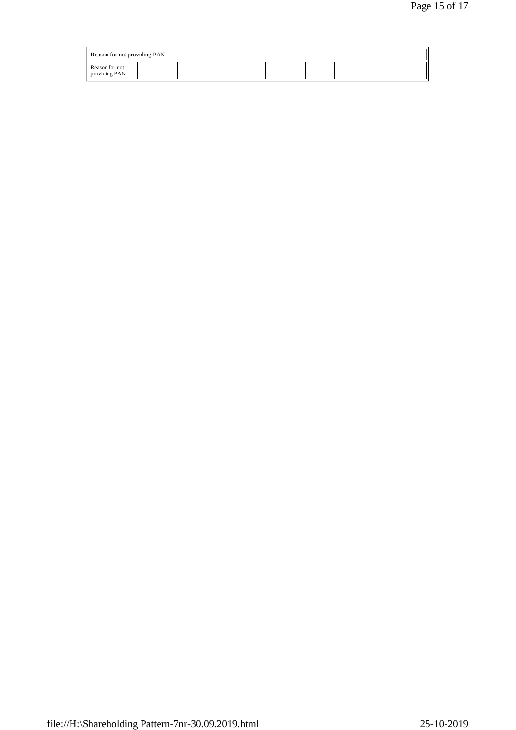| Reason for not providing PAN | | | | | | |
|---|---|---|---|---|---|---|
| Reason for not providing PAN | | | | | | |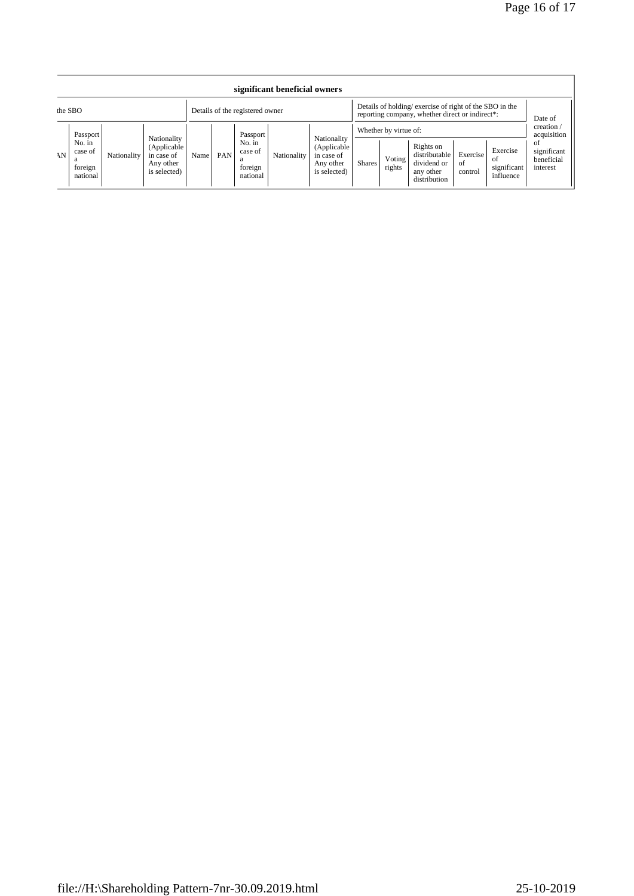| significant beneficial owners | | | | | | | | | | | | | | | |
|---|---|---|---|---|---|---|---|---|---|---|---|---|---|---|---|
| the SBO | | | | Details of the registered owner | | | | | Details of holding/ exercise of right of the SBO in the reporting company, whether direct or indirect*: | | | | | Date of creation / acquisition of significant beneficial interest |
| | | | | | | | | | Whether by virtue of: | | | | | |
| AN | Passport No. in case of a foreign national | Nationality | Nationality (Applicable in case of Any other is selected) | Name | PAN | Passport No. in case of a foreign national | Nationality | Nationality (Applicable in case of Any other is selected) | Shares | Voting rights | Rights on distributable dividend or any other distribution | Exercise of control | Exercise of significant influence | |